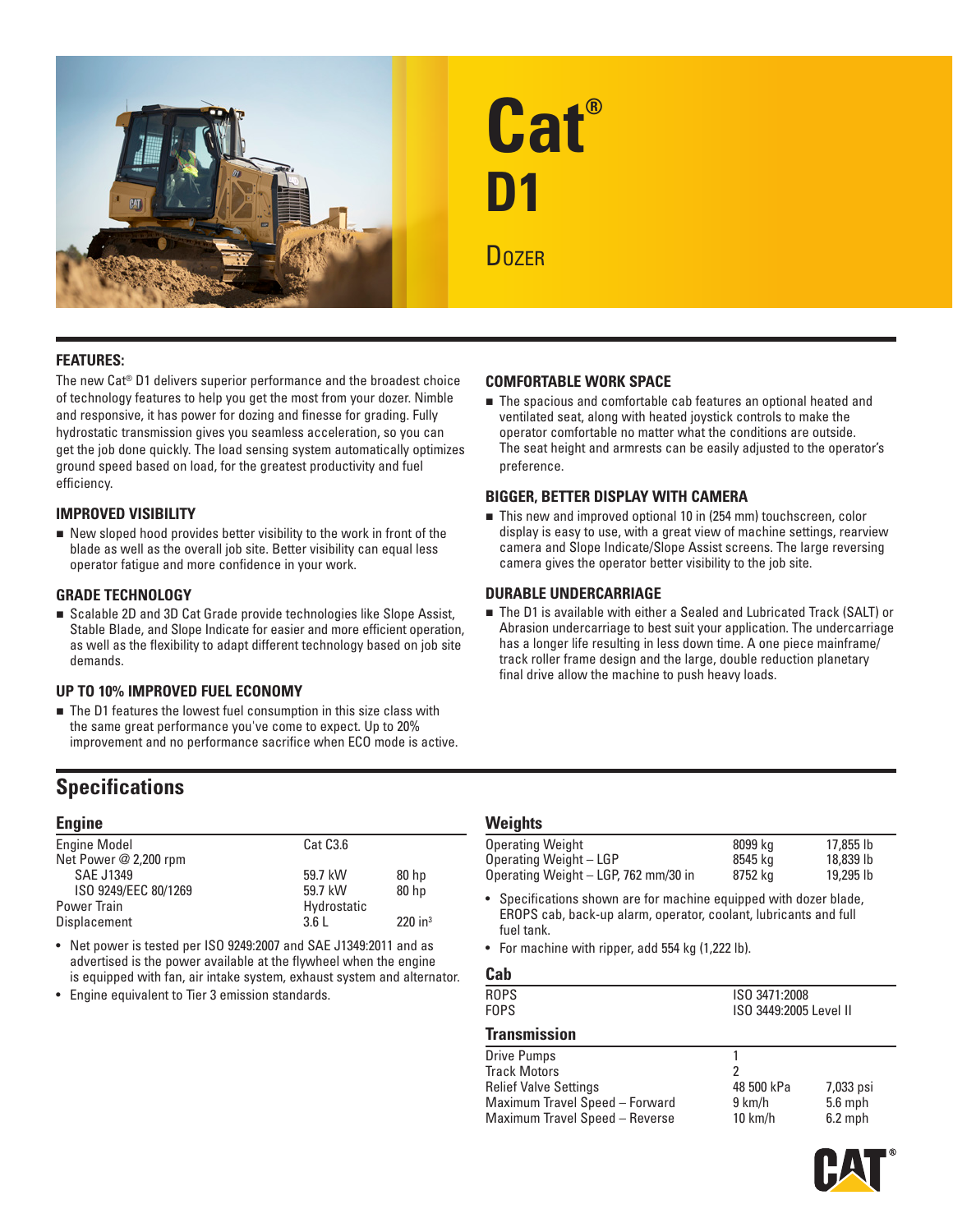# Cat® D1

## Dozer

### FEATURES:

The new Cat® D1 delivers superior performance and the broadest choice of technology features to help you get the most from your dozer. Nimble and responsive, it has power for dozing and finesse for grading. Fully hydrostatic transmission gives you seamless acceleration, so you can get the job done quickly. The load sensing system automatically optimizes ground speed based on load, for the greatest productivity and fuel efficiency.

### IMPROVED VISIBILITY

- New sloped hood provides better visibility to the work in front of the blade as well as the overall job site. Better visibility can equal less operator fatigue and more confidence in your work.

### GRADE TECHNOLOGY

- Scalable 2D and 3D Cat Grade provide technologies like Slope Assist, Stable Blade, and Slope Indicate for easier and more efficient operation, as well as the flexibility to adapt different technology based on job site demands.

### UP TO 10% IMPROVED FUEL ECONOMY

- The D1 features the lowest fuel consumption in this size class with the same great performance you've come to expect. Up to 20% improvement and no performance sacrifice when ECO mode is active.

### COMFORTABLE WORK SPACE

- The spacious and comfortable cab features an optional heated and ventilated seat, along with heated joystick controls to make the operator comfortable no matter what the conditions are outside. The seat height and armrests can be easily adjusted to the operator's preference.

### BIGGER, BETTER DISPLAY WITH CAMERA

- This new and improved optional 10 in (254 mm) touchscreen, color display is easy to use, with a great view of machine settings, rearview camera and Slope Indicate/Slope Assist screens. The large reversing camera gives the operator better visibility to the job site.

### DURABLE UNDERCARRIAGE

- The D1 is available with either a Sealed and Lubricated Track (SALT) or Abrasion undercarriage to best suit your application. The undercarriage has a longer life resulting in less down time. A one piece mainframe/track roller frame design and the large, double reduction planetary final drive allow the machine to push heavy loads.

## Specifications

### Engine

| | | |
|---|---|---|
| Engine Model | Cat C3.6 | |
| Net Power @ 2,200 rpm | | |
| SAE J1349 | 59.7 kW | 80 hp |
| ISO 9249/EEC 80/1269 | 59.7 kW | 80 hp |
| Power Train | Hydrostatic | |
| Displacement | 3.6 L | 220 in³ |

- Net power is tested per ISO 9249:2007 and SAE J1349:2011 and as advertised is the power available at the flywheel when the engine is equipped with fan, air intake system, exhaust system and alternator.
- Engine equivalent to Tier 3 emission standards.

### Weights

| | | |
|---|---|---|
| Operating Weight | 8099 kg | 17,855 lb |
| Operating Weight – LGP | 8545 kg | 18,839 lb |
| Operating Weight – LGP, 762 mm/30 in | 8752 kg | 19,295 lb |

- Specifications shown are for machine equipped with dozer blade, EROPS cab, back-up alarm, operator, coolant, lubricants and full fuel tank.
- For machine with ripper, add 554 kg (1,222 lb).

### Cab

| | |
|---|---|
| ROPS | ISO 3471:2008 |
| FOPS | ISO 3449:2005 Level II |

### Transmission

| | | |
|---|---|---|
| Drive Pumps | 1 | |
| Track Motors | 2 | |
| Relief Valve Settings | 48 500 kPa | 7,033 psi |
| Maximum Travel Speed – Forward | 9 km/h | 5.6 mph |
| Maximum Travel Speed – Reverse | 10 km/h | 6.2 mph |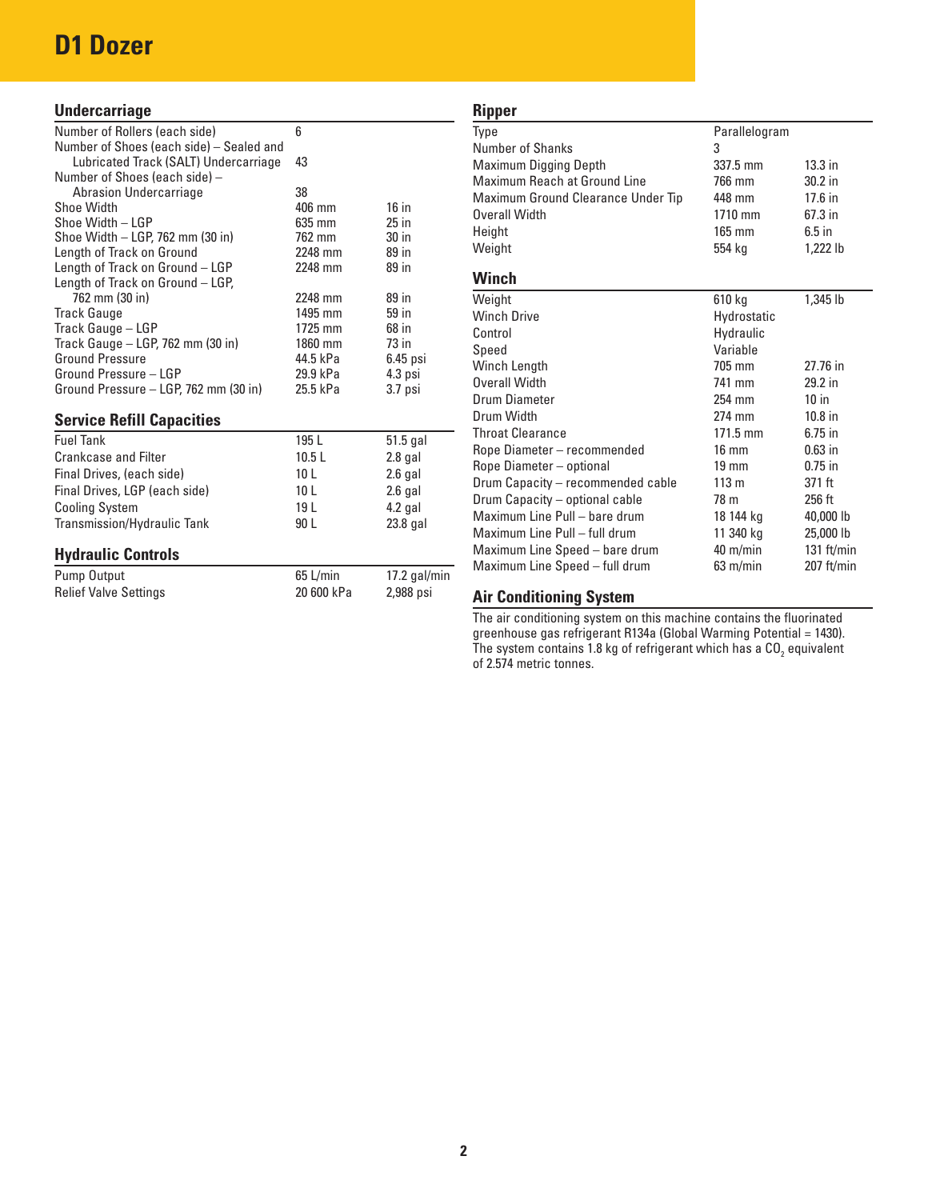# D1 Dozer

## Undercarriage

| | | |
|---|---|---|
| Number of Rollers (each side) | 6 | |
| Number of Shoes (each side) – Sealed and Lubricated Track (SALT) Undercarriage | 43 | |
| Number of Shoes (each side) – Abrasion Undercarriage | 38 | |
| Shoe Width | 406 mm | 16 in |
| Shoe Width – LGP | 635 mm | 25 in |
| Shoe Width – LGP, 762 mm (30 in) | 762 mm | 30 in |
| Length of Track on Ground | 2248 mm | 89 in |
| Length of Track on Ground – LGP | 2248 mm | 89 in |
| Length of Track on Ground – LGP, 762 mm (30 in) | 2248 mm | 89 in |
| Track Gauge | 1495 mm | 59 in |
| Track Gauge – LGP | 1725 mm | 68 in |
| Track Gauge – LGP, 762 mm (30 in) | 1860 mm | 73 in |
| Ground Pressure | 44.5 kPa | 6.45 psi |
| Ground Pressure – LGP | 29.9 kPa | 4.3 psi |
| Ground Pressure – LGP, 762 mm (30 in) | 25.5 kPa | 3.7 psi |

## Service Refill Capacities

| | | |
|---|---|---|
| Fuel Tank | 195 L | 51.5 gal |
| Crankcase and Filter | 10.5 L | 2.8 gal |
| Final Drives, (each side) | 10 L | 2.6 gal |
| Final Drives, LGP (each side) | 10 L | 2.6 gal |
| Cooling System | 19 L | 4.2 gal |
| Transmission/Hydraulic Tank | 90 L | 23.8 gal |

## Hydraulic Controls

| | | |
|---|---|---|
| Pump Output | 65 L/min | 17.2 gal/min |
| Relief Valve Settings | 20 600 kPa | 2,988 psi |

## Ripper

| | | |
|---|---|---|
| Type | Parallelogram | |
| Number of Shanks | 3 | |
| Maximum Digging Depth | 337.5 mm | 13.3 in |
| Maximum Reach at Ground Line | 766 mm | 30.2 in |
| Maximum Ground Clearance Under Tip | 448 mm | 17.6 in |
| Overall Width | 1710 mm | 67.3 in |
| Height | 165 mm | 6.5 in |
| Weight | 554 kg | 1,222 lb |

## Winch

| | | |
|---|---|---|
| Weight | 610 kg | 1,345 lb |
| Winch Drive | Hydrostatic | |
| Control | Hydraulic | |
| Speed | Variable | |
| Winch Length | 705 mm | 27.76 in |
| Overall Width | 741 mm | 29.2 in |
| Drum Diameter | 254 mm | 10 in |
| Drum Width | 274 mm | 10.8 in |
| Throat Clearance | 171.5 mm | 6.75 in |
| Rope Diameter – recommended | 16 mm | 0.63 in |
| Rope Diameter – optional | 19 mm | 0.75 in |
| Drum Capacity – recommended cable | 113 m | 371 ft |
| Drum Capacity – optional cable | 78 m | 256 ft |
| Maximum Line Pull – bare drum | 18 144 kg | 40,000 lb |
| Maximum Line Pull – full drum | 11 340 kg | 25,000 lb |
| Maximum Line Speed – bare drum | 40 m/min | 131 ft/min |
| Maximum Line Speed – full drum | 63 m/min | 207 ft/min |

## Air Conditioning System

The air conditioning system on this machine contains the fluorinated greenhouse gas refrigerant R134a (Global Warming Potential = 1430). The system contains 1.8 kg of refrigerant which has a $CO_2$ equivalent of 2.574 metric tonnes.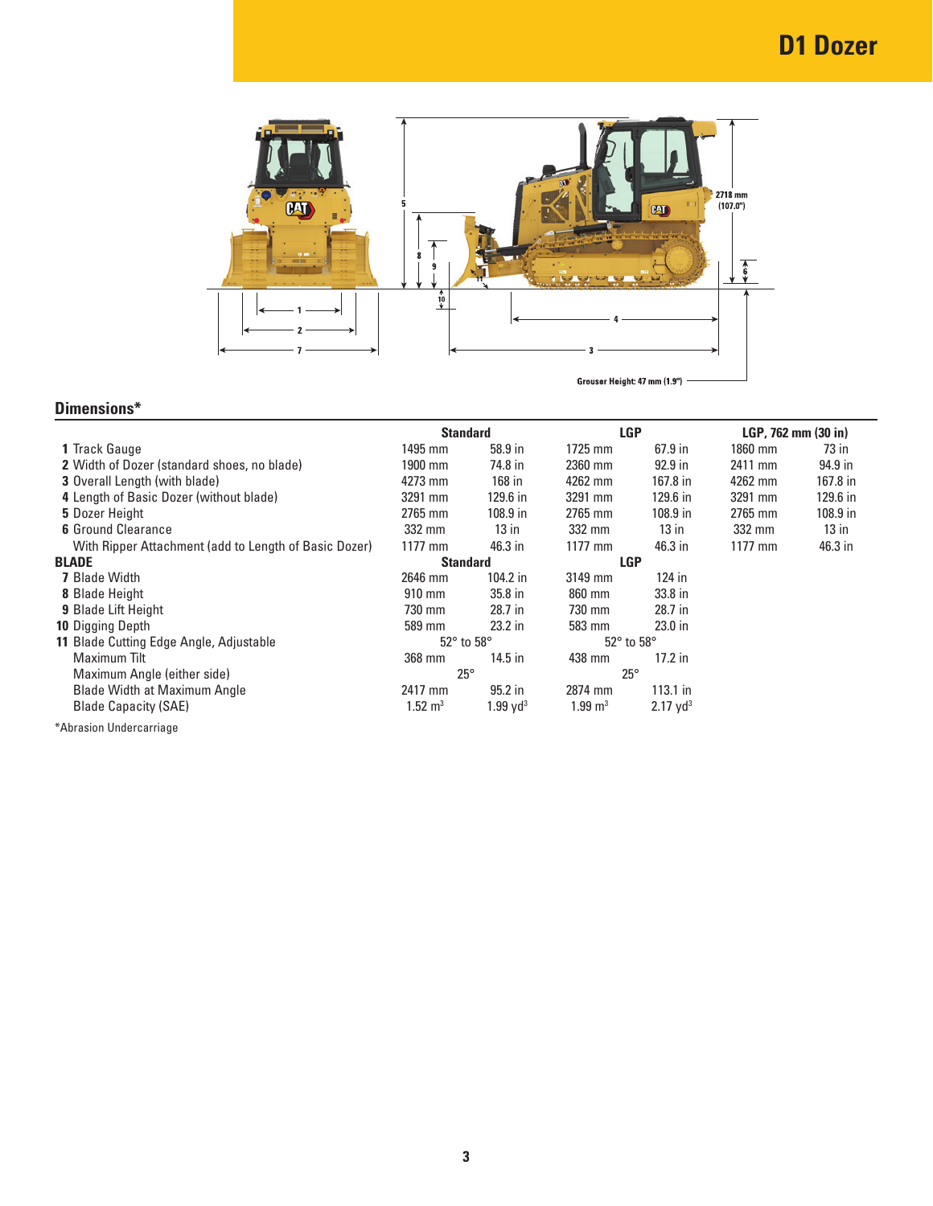# D1 Dozer

## Dimensions*

| | Standard | | LGP | | LGP, 762 mm (30 in) | |
|---|---|---|---|---|---|---|
| **1** Track Gauge | 1495 mm | 58.9 in | 1725 mm | 67.9 in | 1860 mm | 73 in |
| **2** Width of Dozer (standard shoes, no blade) | 1900 mm | 74.8 in | 2360 mm | 92.9 in | 2411 mm | 94.9 in |
| **3** Overall Length (with blade) | 4273 mm | 168 in | 4262 mm | 167.8 in | 4262 mm | 167.8 in |
| **4** Length of Basic Dozer (without blade) | 3291 mm | 129.6 in | 3291 mm | 129.6 in | 3291 mm | 129.6 in |
| **5** Dozer Height | 2765 mm | 108.9 in | 2765 mm | 108.9 in | 2765 mm | 108.9 in |
| **6** Ground Clearance | 332 mm | 13 in | 332 mm | 13 in | 332 mm | 13 in |
| With Ripper Attachment (add to Length of Basic Dozer) | 1177 mm | 46.3 in | 1177 mm | 46.3 in | 1177 mm | 46.3 in |
| **BLADE** | **Standard** | | **LGP** | | | |
| **7** Blade Width | 2646 mm | 104.2 in | 3149 mm | 124 in | | |
| **8** Blade Height | 910 mm | 35.8 in | 860 mm | 33.8 in | | |
| **9** Blade Lift Height | 730 mm | 28.7 in | 730 mm | 28.7 in | | |
| **10** Digging Depth | 589 mm | 23.2 in | 583 mm | 23.0 in | | |
| **11** Blade Cutting Edge Angle, Adjustable | 52° to 58° | | 52° to 58° | | | |
| Maximum Tilt | 368 mm | 14.5 in | 438 mm | 17.2 in | | |
| Maximum Angle (either side) | 25° | | 25° | | | |
| Blade Width at Maximum Angle | 2417 mm | 95.2 in | 2874 mm | 113.1 in | | |
| Blade Capacity (SAE) | 1.52 $m^3$ | 1.99 $yd^3$ | 1.99 $m^3$ | 2.17 $yd^3$ | | |

*Abrasion Undercarriage

2718 mm (107.0")

Grouser Height: 47 mm (1.9")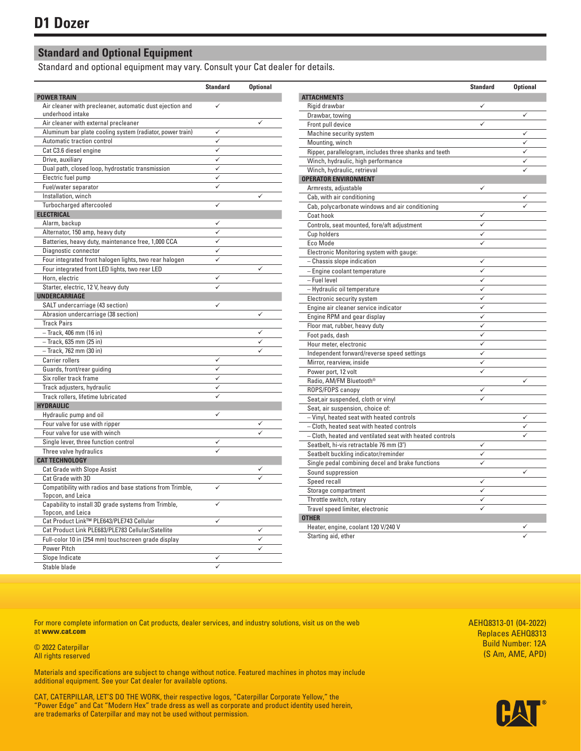# D1 Dozer

## Standard and Optional Equipment

Standard and optional equipment may vary. Consult your Cat dealer for details.

| | Standard | Optional |
|---|---|---|
| **POWER TRAIN** | | |
| Air cleaner with precleaner, automatic dust ejection and underhood intake | ✓ | |
| Air cleaner with external precleaner | | ✓ |
| Aluminum bar plate cooling system (radiator, power train) | ✓ | |
| Automatic traction control | ✓ | |
| Cat C3.6 diesel engine | ✓ | |
| Drive, auxiliary | ✓ | |
| Dual path, closed loop, hydrostatic transmission | ✓ | |
| Electric fuel pump | ✓ | |
| Fuel/water separator | ✓ | |
| Installation, winch | | ✓ |
| Turbocharged aftercooled | ✓ | |
| **ELECTRICAL** | | |
| Alarm, backup | ✓ | |
| Alternator, 150 amp, heavy duty | ✓ | |
| Batteries, heavy duty, maintenance free, 1,000 CCA | ✓ | |
| Diagnostic connector | ✓ | |
| Four integrated front halogen lights, two rear halogen | ✓ | |
| Four integrated front LED lights, two rear LED | | ✓ |
| Horn, electric | ✓ | |
| Starter, electric, 12 V, heavy duty | ✓ | |
| **UNDERCARRIAGE** | | |
| SALT undercarriage (43 section) | ✓ | |
| Abrasion undercarriage (38 section) | | ✓ |
| Track Pairs | | |
| – Track, 406 mm (16 in) | | ✓ |
| – Track, 635 mm (25 in) | | ✓ |
| – Track, 762 mm (30 in) | | ✓ |
| Carrier rollers | ✓ | |
| Guards, front/rear guiding | ✓ | |
| Six roller track frame | ✓ | |
| Track adjusters, hydraulic | ✓ | |
| Track rollers, lifetime lubricated | ✓ | |
| **HYDRAULIC** | | |
| Hydraulic pump and oil | ✓ | |
| Four valve for use with ripper | | ✓ |
| Four valve for use with winch | | ✓ |
| Single lever, three function control | ✓ | |
| Three valve hydraulics | ✓ | |
| **CAT TECHNOLOGY** | | |
| Cat Grade with Slope Assist | | ✓ |
| Cat Grade with 3D | | ✓ |
| Compatibility with radios and base stations from Trimble, Topcon, and Leica | ✓ | |
| Capability to install 3D grade systems from Trimble, Topcon, and Leica | ✓ | |
| Cat Product Link™ PLE643/PLE743 Cellular | ✓ | |
| Cat Product Link PLE683/PLE783 Cellular/Satellite | | ✓ |
| Full-color 10 in (254 mm) touchscreen grade display | | ✓ |
| Power Pitch | | ✓ |
| Slope Indicate | ✓ | |
| Stable blade | ✓ | |

| | Standard | Optional |
|---|---|---|
| **ATTACHMENTS** | | |
| Rigid drawbar | ✓ | |
| Drawbar, towing | | ✓ |
| Front pull device | ✓ | |
| Machine security system | | ✓ |
| Mounting, winch | | ✓ |
| Ripper, parallelogram, includes three shanks and teeth | | ✓ |
| Winch, hydraulic, high performance | | ✓ |
| Winch, hydraulic, retrieval | | ✓ |
| **OPERATOR ENVIRONMENT** | | |
| Armrests, adjustable | ✓ | |
| Cab, with air conditioning | | ✓ |
| Cab, polycarbonate windows and air conditioning | | ✓ |
| Coat hook | ✓ | |
| Controls, seat mounted, fore/aft adjustment | ✓ | |
| Cup holders | ✓ | |
| Eco Mode | ✓ | |
| Electronic Monitoring system with gauge: | | |
| – Chassis slope indication | ✓ | |
| – Engine coolant temperature | ✓ | |
| – Fuel level | ✓ | |
| – Hydraulic oil temperature | ✓ | |
| Electronic security system | ✓ | |
| Engine air cleaner service indicator | ✓ | |
| Engine RPM and gear display | ✓ | |
| Floor mat, rubber, heavy duty | ✓ | |
| Foot pads, dash | ✓ | |
| Hour meter, electronic | ✓ | |
| Independent forward/reverse speed settings | ✓ | |
| Mirror, rearview, inside | ✓ | |
| Power port, 12 volt | ✓ | |
| Radio, AM/FM Bluetooth® | | ✓ |
| ROPS/FOPS canopy | ✓ | |
| Seat,air suspended, cloth or vinyl | ✓ | |
| Seat, air suspension, choice of: | | |
| – Vinyl, heated seat with heated controls | | ✓ |
| – Cloth, heated seat with heated controls | | ✓ |
| – Cloth, heated and ventilated seat with heated controls | | ✓ |
| Seatbelt, hi-vis retractable 76 mm (3") | ✓ | |
| Seatbelt buckling indicator/reminder | ✓ | |
| Single pedal combining decel and brake functions | ✓ | |
| Sound suppression | | ✓ |
| Speed recall | ✓ | |
| Storage compartment | ✓ | |
| Throttle switch, rotary | ✓ | |
| Travel speed limiter, electronic | ✓ | |
| **OTHER** | | |
| Heater, engine, coolant 120 V/240 V | | ✓ |
| Starting aid, ether | | ✓ |

For more complete information on Cat products, dealer services, and industry solutions, visit us on the web at **www.cat.com**

© 2022 Caterpillar
All rights reserved

Materials and specifications are subject to change without notice. Featured machines in photos may include additional equipment. See your Cat dealer for available options.

CAT, CATERPILLAR, LET'S DO THE WORK, their respective logos, "Caterpillar Corporate Yellow," the "Power Edge" and Cat "Modern Hex" trade dress as well as corporate and product identity used herein, are trademarks of Caterpillar and may not be used without permission.

AEHQ8313-01 (04-2022)
Replaces AEHQ8313
Build Number: 12A
(S Am, AME, APD)